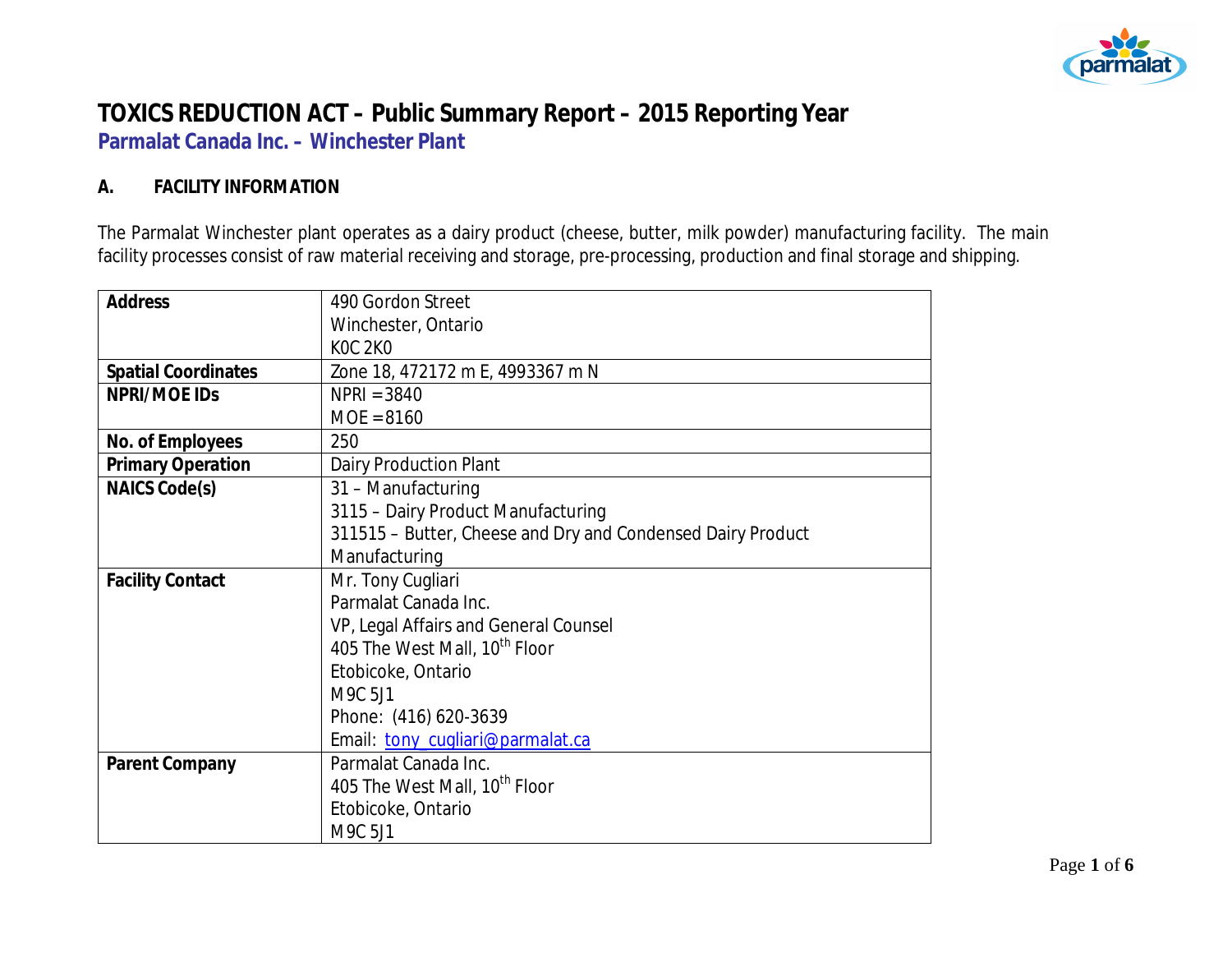# TOXICS REDUCTION ACT – Public Summary Report – 2015 Reporting Year

## Parmalat Canada Inc. – Winchester Plant

### A. FACILITY INFORMATION

The Parmalat Winchester plant operates as a dairy product (cheese, butter, milk powder) manufacturing facility. The main facility processes consist of raw material receiving and storage, pre-processing, production and final storage and shipping.

| | |
|---|---|
| **Address** | 490 Gordon Street<br>Winchester, Ontario<br>K0C 2K0 |
| **Spatial Coordinates** | Zone 18, 472172 m E, 4993367 m N |
| **NPRI/MOE IDs** | NPRI = 3840<br>MOE = 8160 |
| **No. of Employees** | 250 |
| **Primary Operation** | Dairy Production Plant |
| **NAICS Code(s)** | 31 – Manufacturing<br>3115 – Dairy Product Manufacturing<br>311515 – Butter, Cheese and Dry and Condensed Dairy Product Manufacturing |
| **Facility Contact** | Mr. Tony Cugliari<br>Parmalat Canada Inc.<br>VP, Legal Affairs and General Counsel<br>405 The West Mall, 10th Floor<br>Etobicoke, Ontario<br>M9C 5J1<br>Phone: (416) 620-3639<br>Email: tony_cugliari@parmalat.ca |
| **Parent Company** | Parmalat Canada Inc.<br>405 The West Mall, 10th Floor<br>Etobicoke, Ontario<br>M9C 5J1 |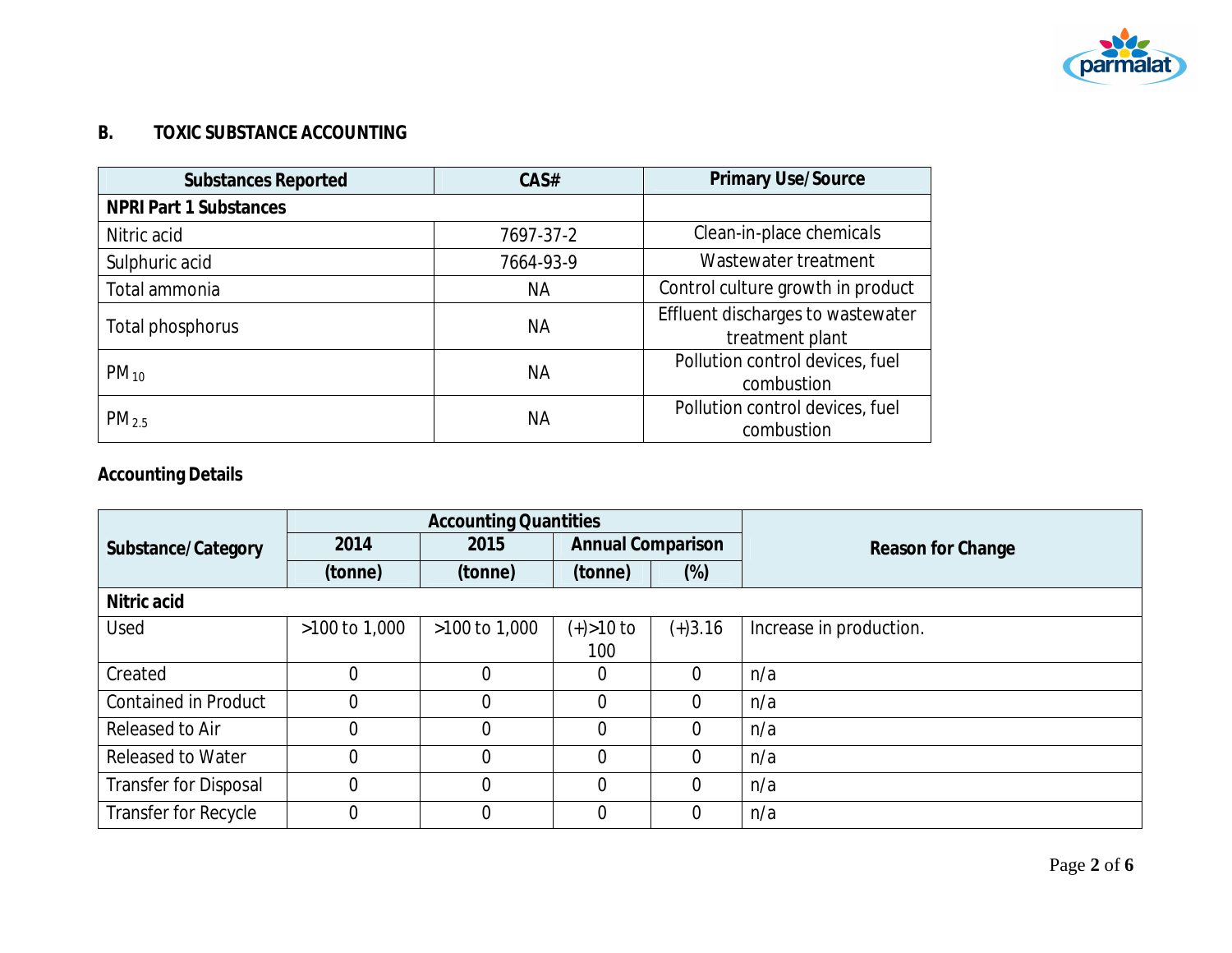## B. TOXIC SUBSTANCE ACCOUNTING

| Substances Reported | CAS# | Primary Use/Source |
|---|---|---|
| **NPRI Part 1 Substances** | | |
| Nitric acid | 7697-37-2 | Clean-in-place chemicals |
| Sulphuric acid | 7664-93-9 | Wastewater treatment |
| Total ammonia | NA | Control culture growth in product |
| Total phosphorus | NA | Effluent discharges to wastewater treatment plant |
| $PM_{10}$ | NA | Pollution control devices, fuel combustion |
| $PM_{2.5}$ | NA | Pollution control devices, fuel combustion |

### Accounting Details

| Substance/Category | Accounting Quantities | | | | Reason for Change |
|---|---|---|---|---|---|
| | 2014 | 2015 | Annual Comparison | | |
| | (tonne) | (tonne) | (tonne) | (%) | |
| **Nitric acid** | | | | | |
| Used | >100 to 1,000 | >100 to 1,000 | (+)>10 to 100 | (+)3.16 | Increase in production. |
| Created | 0 | 0 | 0 | 0 | n/a |
| Contained in Product | 0 | 0 | 0 | 0 | n/a |
| Released to Air | 0 | 0 | 0 | 0 | n/a |
| Released to Water | 0 | 0 | 0 | 0 | n/a |
| Transfer for Disposal | 0 | 0 | 0 | 0 | n/a |
| Transfer for Recycle | 0 | 0 | 0 | 0 | n/a |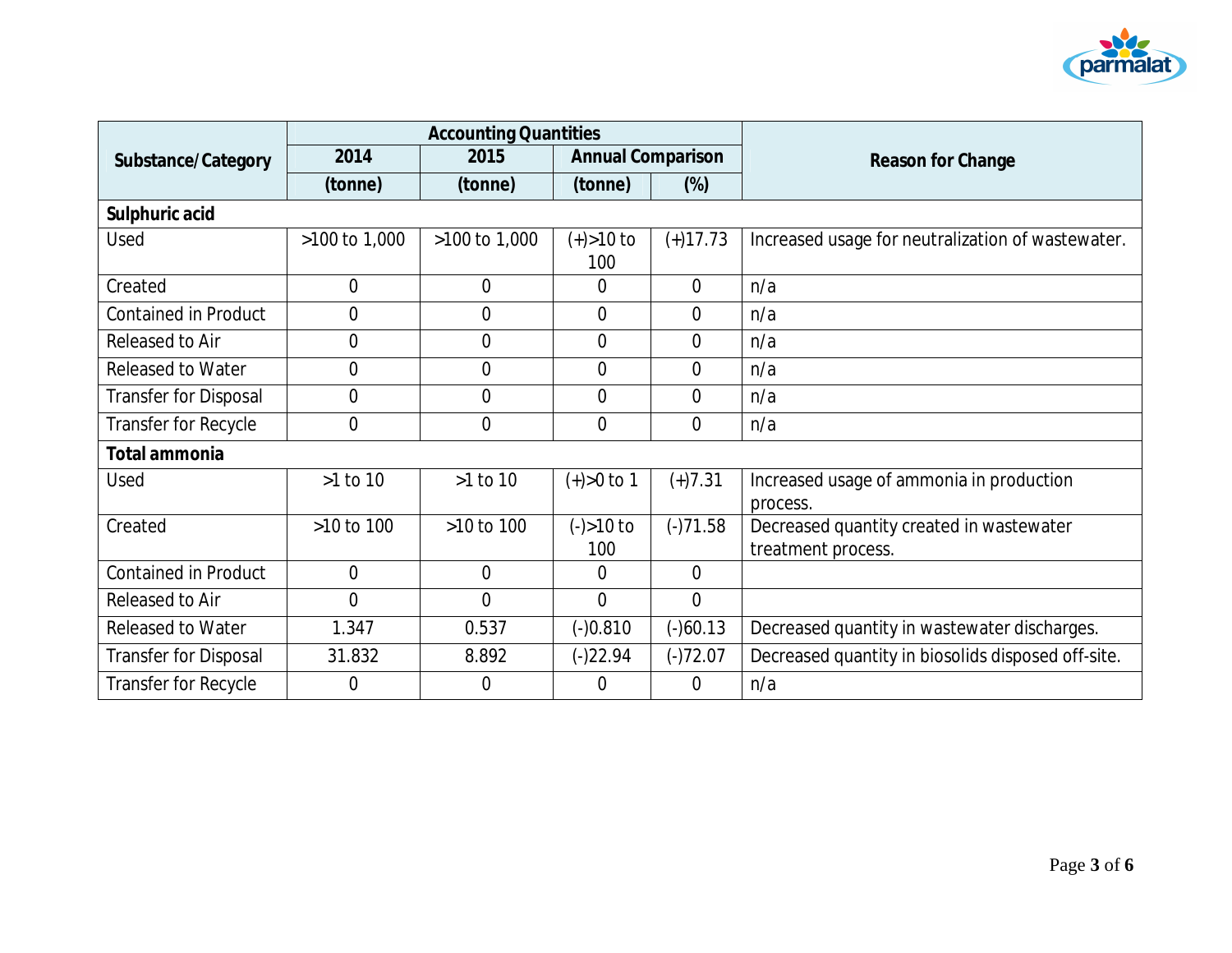| Substance/Category | Accounting Quantities | | | | Reason for Change |
|---|---|---|---|---|---|
| | 2014 | 2015 | Annual Comparison | | |
| | (tonne) | (tonne) | (tonne) | (%) | |
| **Sulphuric acid** | | | | | |
| Used | >100 to 1,000 | >100 to 1,000 | (+)>10 to 100 | (+)17.73 | Increased usage for neutralization of wastewater. |
| Created | 0 | 0 | 0 | 0 | n/a |
| Contained in Product | 0 | 0 | 0 | 0 | n/a |
| Released to Air | 0 | 0 | 0 | 0 | n/a |
| Released to Water | 0 | 0 | 0 | 0 | n/a |
| Transfer for Disposal | 0 | 0 | 0 | 0 | n/a |
| Transfer for Recycle | 0 | 0 | 0 | 0 | n/a |
| **Total ammonia** | | | | | |
| Used | >1 to 10 | >1 to 10 | (+)>0 to 1 | (+)7.31 | Increased usage of ammonia in production process. |
| Created | >10 to 100 | >10 to 100 | (-)>10 to 100 | (-)71.58 | Decreased quantity created in wastewater treatment process. |
| Contained in Product | 0 | 0 | 0 | 0 | |
| Released to Air | 0 | 0 | 0 | 0 | |
| Released to Water | 1.347 | 0.537 | (-)0.810 | (-)60.13 | Decreased quantity in wastewater discharges. |
| Transfer for Disposal | 31.832 | 8.892 | (-)22.94 | (-)72.07 | Decreased quantity in biosolids disposed off-site. |
| Transfer for Recycle | 0 | 0 | 0 | 0 | n/a |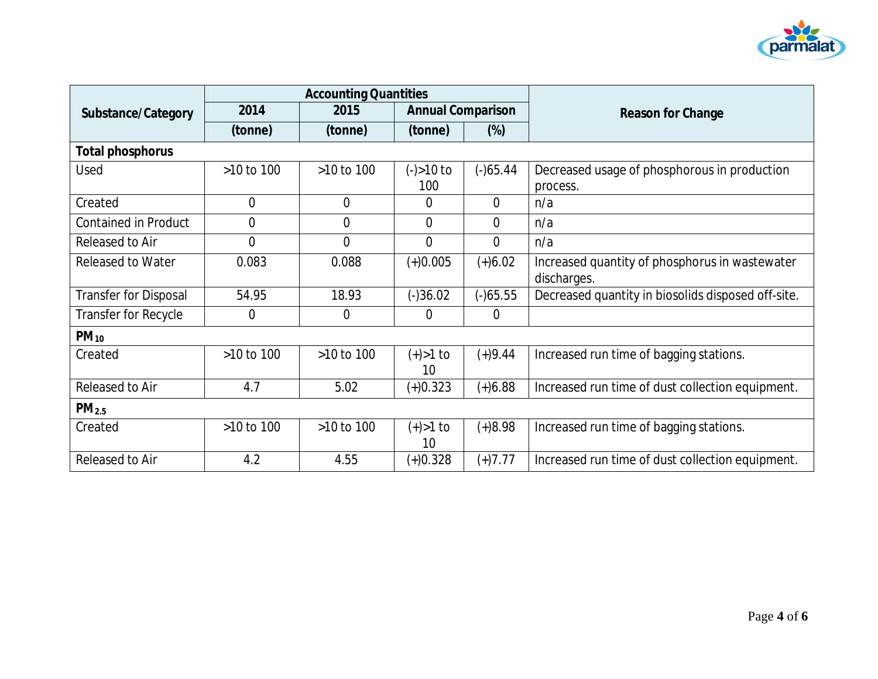| Substance/Category | Accounting Quantities | | | | Reason for Change |
|---|---|---|---|---|---|
| | 2014 | 2015 | Annual Comparison | | |
| | (tonne) | (tonne) | (tonne) | (%) | |
| **Total phosphorus** | | | | | |
| Used | >10 to 100 | >10 to 100 | (-)>10 to 100 | (-)65.44 | Decreased usage of phosphorous in production process. |
| Created | 0 | 0 | 0 | 0 | n/a |
| Contained in Product | 0 | 0 | 0 | 0 | n/a |
| Released to Air | 0 | 0 | 0 | 0 | n/a |
| Released to Water | 0.083 | 0.088 | (+)0.005 | (+)6.02 | Increased quantity of phosphorus in wastewater discharges. |
| Transfer for Disposal | 54.95 | 18.93 | (-)36.02 | (-)65.55 | Decreased quantity in biosolids disposed off-site. |
| Transfer for Recycle | 0 | 0 | 0 | 0 | |
| **$PM_{10}$** | | | | | |
| Created | >10 to 100 | >10 to 100 | (+)>1 to 10 | (+)9.44 | Increased run time of bagging stations. |
| Released to Air | 4.7 | 5.02 | (+)0.323 | (+)6.88 | Increased run time of dust collection equipment. |
| **$PM_{2.5}$** | | | | | |
| Created | >10 to 100 | >10 to 100 | (+)>1 to 10 | (+)8.98 | Increased run time of bagging stations. |
| Released to Air | 4.2 | 4.55 | (+)0.328 | (+)7.77 | Increased run time of dust collection equipment. |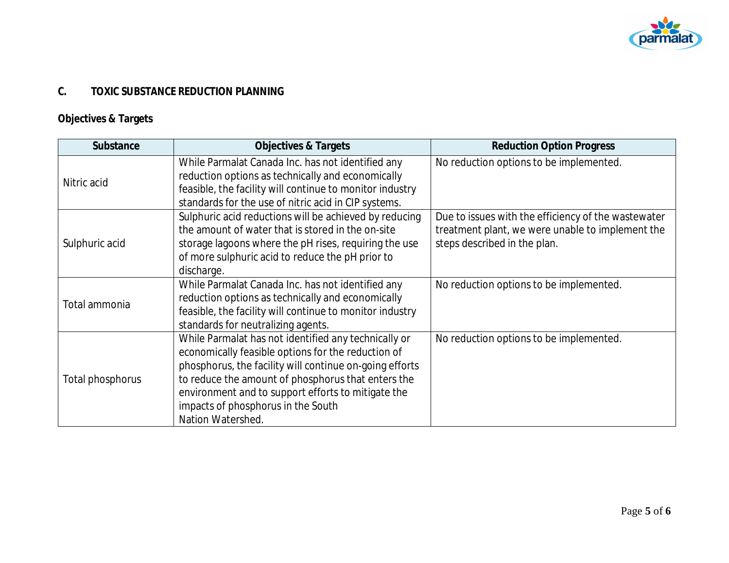## C. TOXIC SUBSTANCE REDUCTION PLANNING

### Objectives & Targets

| Substance | Objectives & Targets | Reduction Option Progress |
|---|---|---|
| Nitric acid | While Parmalat Canada Inc. has not identified any reduction options as technically and economically feasible, the facility will continue to monitor industry standards for the use of nitric acid in CIP systems. | No reduction options to be implemented. |
| Sulphuric acid | Sulphuric acid reductions will be achieved by reducing the amount of water that is stored in the on-site storage lagoons where the pH rises, requiring the use of more sulphuric acid to reduce the pH prior to discharge. | Due to issues with the efficiency of the wastewater treatment plant, we were unable to implement the steps described in the plan. |
| Total ammonia | While Parmalat Canada Inc. has not identified any reduction options as technically and economically feasible, the facility will continue to monitor industry standards for neutralizing agents. | No reduction options to be implemented. |
| Total phosphorus | While Parmalat has not identified any technically or economically feasible options for the reduction of phosphorus, the facility will continue on-going efforts to reduce the amount of phosphorus that enters the environment and to support efforts to mitigate the impacts of phosphorus in the South Nation Watershed. | No reduction options to be implemented. |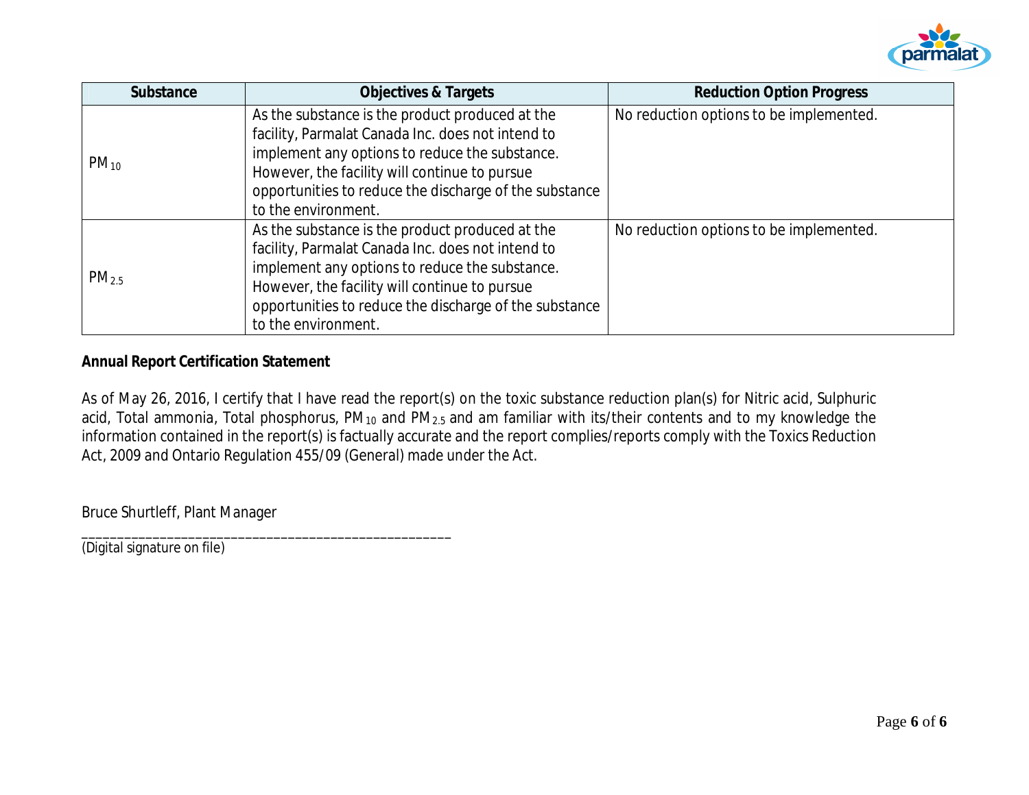| Substance | Objectives & Targets | Reduction Option Progress |
| --- | --- | --- |
| $PM_{10}$ | As the substance is the product produced at the facility, Parmalat Canada Inc. does not intend to implement any options to reduce the substance. However, the facility will continue to pursue opportunities to reduce the discharge of the substance to the environment. | No reduction options to be implemented. |
| $PM_{2.5}$ | As the substance is the product produced at the facility, Parmalat Canada Inc. does not intend to implement any options to reduce the substance. However, the facility will continue to pursue opportunities to reduce the discharge of the substance to the environment. | No reduction options to be implemented. |

**Annual Report Certification Statement**

As of May 26, 2016, I certify that I have read the report(s) on the toxic substance reduction plan(s) for Nitric acid, Sulphuric acid, Total ammonia, Total phosphorus, $PM_{10}$ and $PM_{2.5}$ and am familiar with its/their contents and to my knowledge the information contained in the report(s) is factually accurate and the report complies/reports comply with the Toxics Reduction Act, 2009 and Ontario Regulation 455/09 (General) made under the Act.

Bruce Shurtleff, Plant Manager

__________________________________________________

(Digital signature on file)